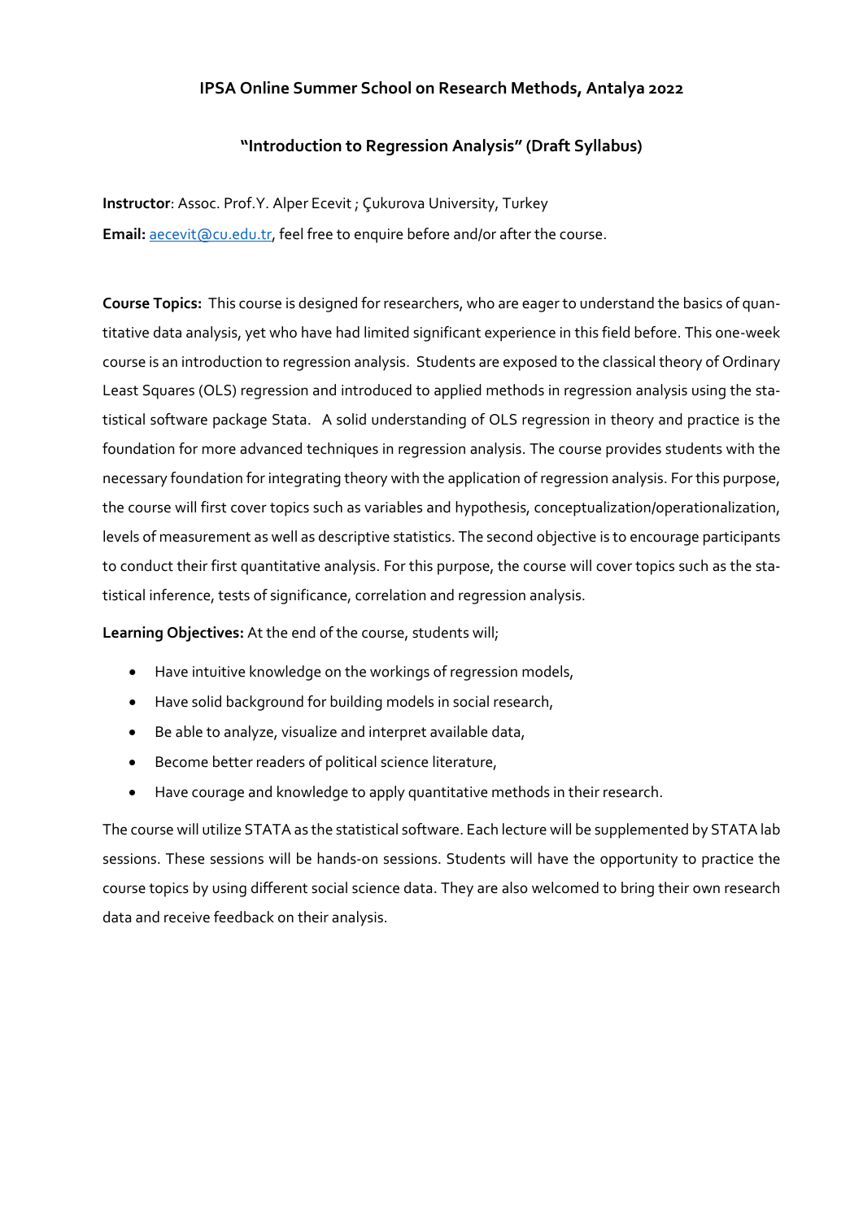# IPSA Online Summer School on Research Methods, Antalya 2022

## "Introduction to Regression Analysis" (Draft Syllabus)

**Instructor**: Assoc. Prof.Y. Alper Ecevit ; Çukurova University, Turkey

**Email:** aecevit@cu.edu.tr, feel free to enquire before and/or after the course.

**Course Topics:** This course is designed for researchers, who are eager to understand the basics of quantitative data analysis, yet who have had limited significant experience in this field before. This one-week course is an introduction to regression analysis. Students are exposed to the classical theory of Ordinary Least Squares (OLS) regression and introduced to applied methods in regression analysis using the statistical software package Stata. A solid understanding of OLS regression in theory and practice is the foundation for more advanced techniques in regression analysis. The course provides students with the necessary foundation for integrating theory with the application of regression analysis. For this purpose, the course will first cover topics such as variables and hypothesis, conceptualization/operationalization, levels of measurement as well as descriptive statistics. The second objective is to encourage participants to conduct their first quantitative analysis. For this purpose, the course will cover topics such as the statistical inference, tests of significance, correlation and regression analysis.

**Learning Objectives:** At the end of the course, students will;

- Have intuitive knowledge on the workings of regression models,
- Have solid background for building models in social research,
- Be able to analyze, visualize and interpret available data,
- Become better readers of political science literature,
- Have courage and knowledge to apply quantitative methods in their research.

The course will utilize STATA as the statistical software. Each lecture will be supplemented by STATA lab sessions. These sessions will be hands-on sessions. Students will have the opportunity to practice the course topics by using different social science data. They are also welcomed to bring their own research data and receive feedback on their analysis.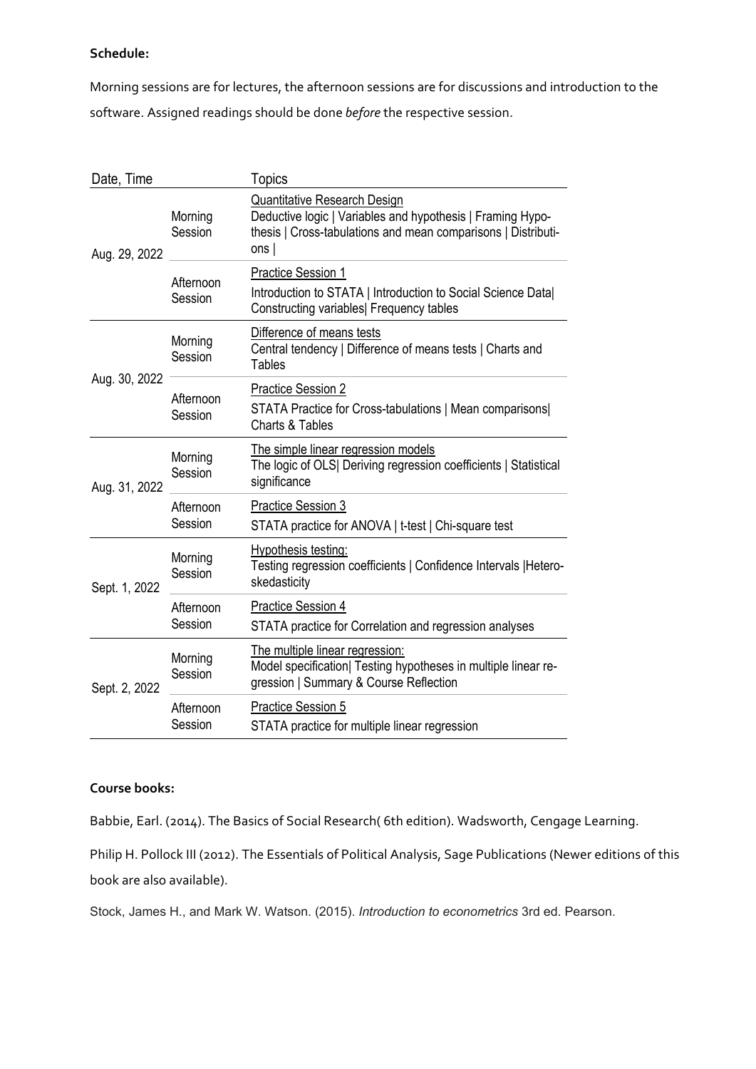**Schedule:**

Morning sessions are for lectures, the afternoon sessions are for discussions and introduction to the software. Assigned readings should be done *before* the respective session.

| Date, Time | | Topics |
|---|---|---|
| Aug. 29, 2022 | Morning Session | Quantitative Research Design<br>Deductive logic \| Variables and hypothesis \| Framing Hypothesis \| Cross-tabulations and mean comparisons \| Distributions \| |
| | Afternoon Session | Practice Session 1<br>Introduction to STATA \| Introduction to Social Science Data\| Constructing variables\| Frequency tables |
| Aug. 30, 2022 | Morning Session | Difference of means tests<br>Central tendency \| Difference of means tests \| Charts and Tables |
| | Afternoon Session | Practice Session 2<br>STATA Practice for Cross-tabulations \| Mean comparisons\| Charts & Tables |
| Aug. 31, 2022 | Morning Session | The simple linear regression models<br>The logic of OLS\| Deriving regression coefficients \| Statistical significance |
| | Afternoon Session | Practice Session 3<br>STATA practice for ANOVA \| t-test \| Chi-square test |
| Sept. 1, 2022 | Morning Session | Hypothesis testing:<br>Testing regression coefficients \| Confidence Intervals \|Heteroskedasticity |
| | Afternoon Session | Practice Session 4<br>STATA practice for Correlation and regression analyses |
| Sept. 2, 2022 | Morning Session | The multiple linear regression:<br>Model specification\| Testing hypotheses in multiple linear regression \| Summary & Course Reflection |
| | Afternoon Session | Practice Session 5<br>STATA practice for multiple linear regression |

**Course books:**

Babbie, Earl. (2014). The Basics of Social Research( 6th edition). Wadsworth, Cengage Learning.

Philip H. Pollock III (2012). The Essentials of Political Analysis, Sage Publications (Newer editions of this book are also available).

Stock, James H., and Mark W. Watson. (2015). *Introduction to econometrics* 3rd ed. Pearson.